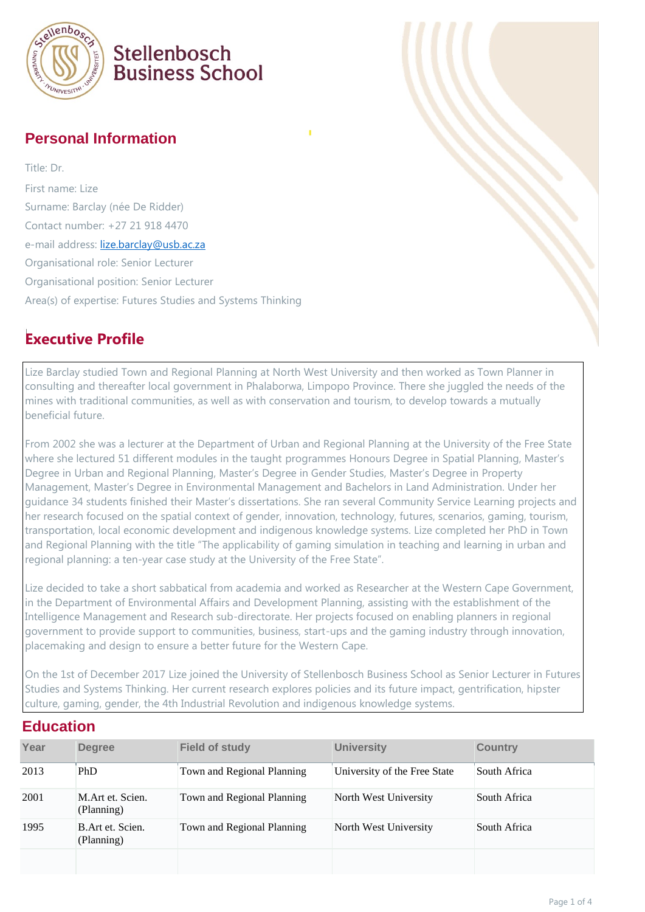# Stellenbosch Business School

## Personal Information

Title: Dr.

First name: Lize

Surname: Barclay (née De Ridder)

Contact number: +27 21 918 4470

e-mail address: lize.barclay@usb.ac.za

Organisational role: Senior Lecturer

Organisational position: Senior Lecturer

Area(s) of expertise: Futures Studies and Systems Thinking

## Executive Profile

Lize Barclay studied Town and Regional Planning at North West University and then worked as Town Planner in consulting and thereafter local government in Phalaborwa, Limpopo Province. There she juggled the needs of the mines with traditional communities, as well as with conservation and tourism, to develop towards a mutually beneficial future.

From 2002 she was a lecturer at the Department of Urban and Regional Planning at the University of the Free State where she lectured 51 different modules in the taught programmes Honours Degree in Spatial Planning, Master's Degree in Urban and Regional Planning, Master's Degree in Gender Studies, Master's Degree in Property Management, Master's Degree in Environmental Management and Bachelors in Land Administration. Under her guidance 34 students finished their Master's dissertations. She ran several Community Service Learning projects and her research focused on the spatial context of gender, innovation, technology, futures, scenarios, gaming, tourism, transportation, local economic development and indigenous knowledge systems. Lize completed her PhD in Town and Regional Planning with the title "The applicability of gaming simulation in teaching and learning in urban and regional planning: a ten-year case study at the University of the Free State".

Lize decided to take a short sabbatical from academia and worked as Researcher at the Western Cape Government, in the Department of Environmental Affairs and Development Planning, assisting with the establishment of the Intelligence Management and Research sub-directorate. Her projects focused on enabling planners in regional government to provide support to communities, business, start-ups and the gaming industry through innovation, placemaking and design to ensure a better future for the Western Cape.

On the 1st of December 2017 Lize joined the University of Stellenbosch Business School as Senior Lecturer in Futures Studies and Systems Thinking. Her current research explores policies and its future impact, gentrification, hipster culture, gaming, gender, the 4th Industrial Revolution and indigenous knowledge systems.

## Education

| Year | Degree | Field of study | University | Country |
|---|---|---|---|---|
| 2013 | PhD | Town and Regional Planning | University of the Free State | South Africa |
| 2001 | M.Art et. Scien. (Planning) | Town and Regional Planning | North West University | South Africa |
| 1995 | B.Art et. Scien. (Planning) | Town and Regional Planning | North West University | South Africa |
| | | | | |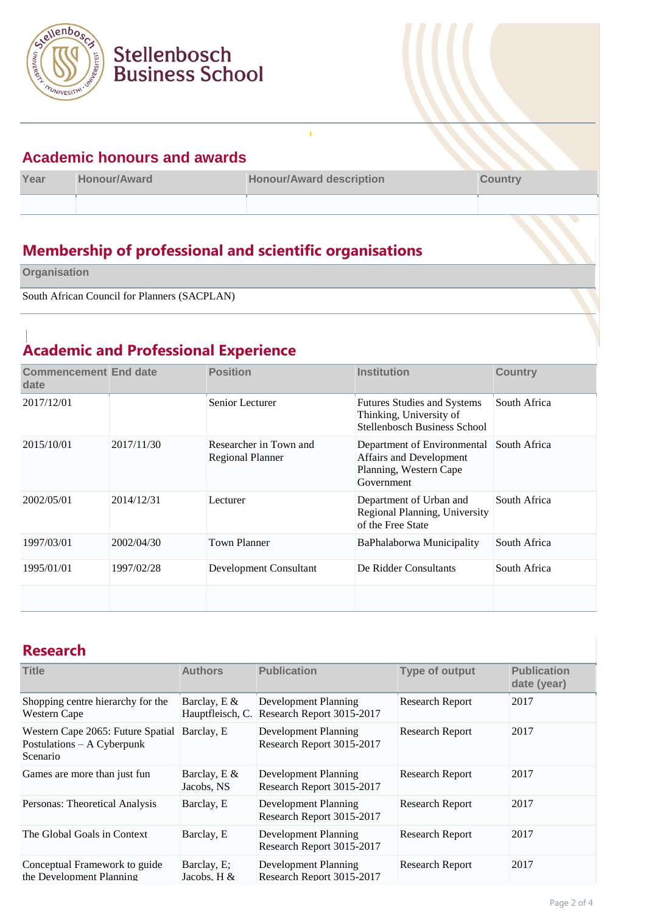Stellenbosch Business School

## Academic honours and awards

| Year | Honour/Award | Honour/Award description | Country |
|---|---|---|---|
| | | | |

## Membership of professional and scientific organisations

| Organisation |
|---|
| South African Council for Planners (SACPLAN) |

## Academic and Professional Experience

| Commencement date | End date | Position | Institution | Country |
|---|---|---|---|---|
| 2017/12/01 | | Senior Lecturer | Futures Studies and Systems Thinking, University of Stellenbosch Business School | South Africa |
| 2015/10/01 | 2017/11/30 | Researcher in Town and Regional Planner | Department of Environmental Affairs and Development Planning, Western Cape Government | South Africa |
| 2002/05/01 | 2014/12/31 | Lecturer | Department of Urban and Regional Planning, University of the Free State | South Africa |
| 1997/03/01 | 2002/04/30 | Town Planner | BaPhalaborwa Municipality | South Africa |
| 1995/01/01 | 1997/02/28 | Development Consultant | De Ridder Consultants | South Africa |
| | | | | |

## Research

| Title | Authors | Publication | Type of output | Publication date (year) |
|---|---|---|---|---|
| Shopping centre hierarchy for the Western Cape | Barclay, E & Hauptfleisch, C. | Development Planning Research Report 3015-2017 | Research Report | 2017 |
| Western Cape 2065: Future Spatial Postulations – A Cyberpunk Scenario | Barclay, E | Development Planning Research Report 3015-2017 | Research Report | 2017 |
| Games are more than just fun | Barclay, E & Jacobs, NS | Development Planning Research Report 3015-2017 | Research Report | 2017 |
| Personas: Theoretical Analysis | Barclay, E | Development Planning Research Report 3015-2017 | Research Report | 2017 |
| The Global Goals in Context | Barclay, E | Development Planning Research Report 3015-2017 | Research Report | 2017 |
| Conceptual Framework to guide the Development Planning | Barclay, E; Jacobs, H & | Development Planning Research Report 3015-2017 | Research Report | 2017 |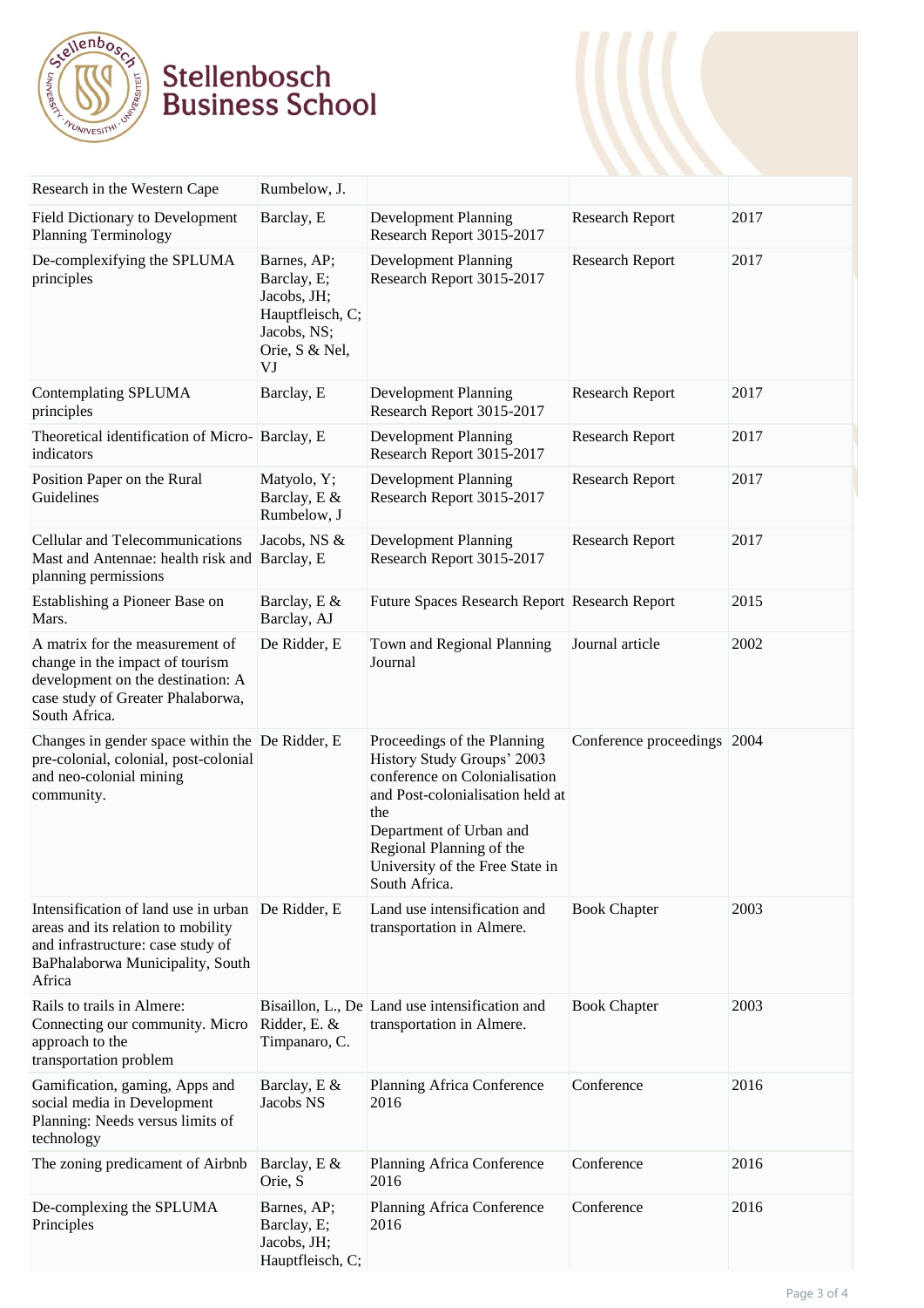| | | | | |
|---|---|---|---|---|
| Research in the Western Cape | Rumbelow, J. | | | |
| Field Dictionary to Development Planning Terminology | Barclay, E | Development Planning Research Report 3015-2017 | Research Report | 2017 |
| De-complexifying the SPLUMA principles | Barnes, AP; Barclay, E; Jacobs, JH; Hauptfleisch, C; Jacobs, NS; Orie, S & Nel, VJ | Development Planning Research Report 3015-2017 | Research Report | 2017 |
| Contemplating SPLUMA principles | Barclay, E | Development Planning Research Report 3015-2017 | Research Report | 2017 |
| Theoretical identification of Micro-indicators | Barclay, E | Development Planning Research Report 3015-2017 | Research Report | 2017 |
| Position Paper on the Rural Guidelines | Matyolo, Y; Barclay, E & Rumbelow, J | Development Planning Research Report 3015-2017 | Research Report | 2017 |
| Cellular and Telecommunications Mast and Antennae: health risk and planning permissions | Jacobs, NS & Barclay, E | Development Planning Research Report 3015-2017 | Research Report | 2017 |
| Establishing a Pioneer Base on Mars. | Barclay, E & Barclay, AJ | Future Spaces Research Report | Research Report | 2015 |
| A matrix for the measurement of change in the impact of tourism development on the destination: A case study of Greater Phalaborwa, South Africa. | De Ridder, E | Town and Regional Planning Journal | Journal article | 2002 |
| Changes in gender space within the pre-colonial, colonial, post-colonial and neo-colonial mining community. | De Ridder, E | Proceedings of the Planning History Study Groups' 2003 conference on Colonialisation and Post-colonialisation held at the Department of Urban and Regional Planning of the University of the Free State in South Africa. | Conference proceedings | 2004 |
| Intensification of land use in urban areas and its relation to mobility and infrastructure: case study of BaPhalaborwa Municipality, South Africa | De Ridder, E | Land use intensification and transportation in Almere. | Book Chapter | 2003 |
| Rails to trails in Almere: Connecting our community. Micro approach to the transportation problem | Bisaillon, L., De Ridder, E. & Timpanaro, C. | Land use intensification and transportation in Almere. | Book Chapter | 2003 |
| Gamification, gaming, Apps and social media in Development Planning: Needs versus limits of technology | Barclay, E & Jacobs NS | Planning Africa Conference 2016 | Conference | 2016 |
| The zoning predicament of Airbnb | Barclay, E & Orie, S | Planning Africa Conference 2016 | Conference | 2016 |
| De-complexing the SPLUMA Principles | Barnes, AP; Barclay, E; Jacobs, JH; Hauptfleisch, C; | Planning Africa Conference 2016 | Conference | 2016 |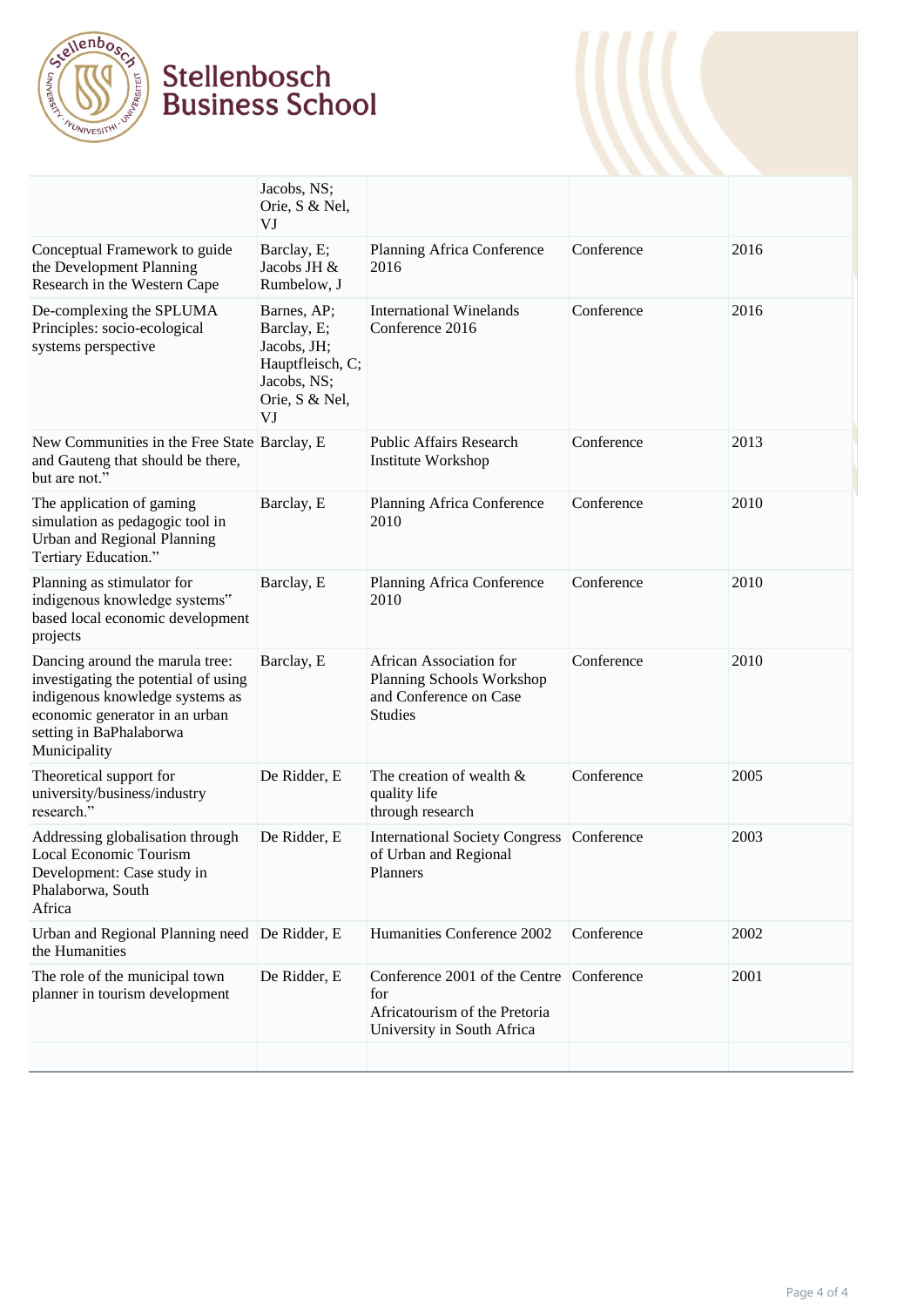| | | | | |
|---|---|---|---|---|
| | Jacobs, NS; Orie, S & Nel, VJ | | | |
| Conceptual Framework to guide the Development Planning Research in the Western Cape | Barclay, E; Jacobs JH & Rumbelow, J | Planning Africa Conference 2016 | Conference | 2016 |
| De-complexing the SPLUMA Principles: socio-ecological systems perspective | Barnes, AP; Barclay, E; Jacobs, JH; Hauptfleisch, C; Jacobs, NS; Orie, S & Nel, VJ | International Winelands Conference 2016 | Conference | 2016 |
| New Communities in the Free State and Gauteng that should be there, but are not." | Barclay, E | Public Affairs Research Institute Workshop | Conference | 2013 |
| The application of gaming simulation as pedagogic tool in Urban and Regional Planning Tertiary Education." | Barclay, E | Planning Africa Conference 2010 | Conference | 2010 |
| Planning as stimulator for indigenous knowledge systems" based local economic development projects | Barclay, E | Planning Africa Conference 2010 | Conference | 2010 |
| Dancing around the marula tree: investigating the potential of using indigenous knowledge systems as economic generator in an urban setting in BaPhalaborwa Municipality | Barclay, E | African Association for Planning Schools Workshop and Conference on Case Studies | Conference | 2010 |
| Theoretical support for university/business/industry research." | De Ridder, E | The creation of wealth & quality life through research | Conference | 2005 |
| Addressing globalisation through Local Economic Tourism Development: Case study in Phalaborwa, South Africa | De Ridder, E | International Society Congress of Urban and Regional Planners | Conference | 2003 |
| Urban and Regional Planning need the Humanities | De Ridder, E | Humanities Conference 2002 | Conference | 2002 |
| The role of the municipal town planner in tourism development | De Ridder, E | Conference 2001 of the Centre for Africatourism of the Pretoria University in South Africa | Conference | 2001 |